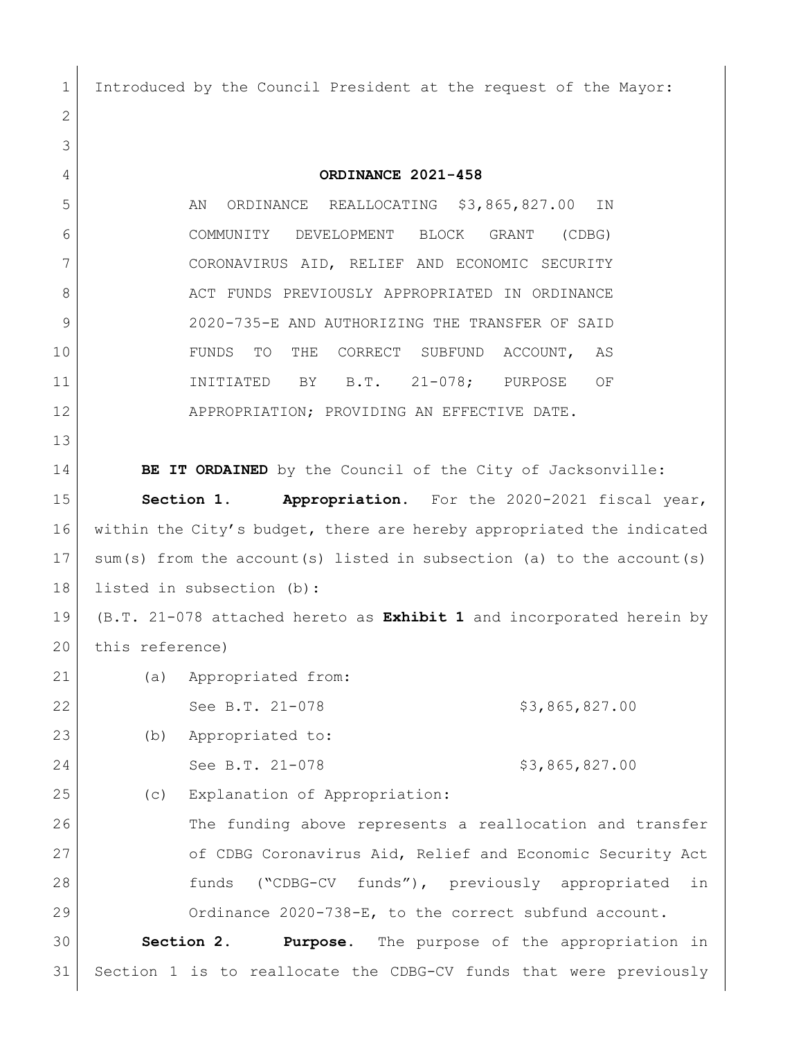Introduced by the Council President at the request of the Mayor:

# ORDINANCE 2021-458

AN ORDINANCE REALLOCATING $3,865,827.00 IN COMMUNITY DEVELOPMENT BLOCK GRANT (CDBG) CORONAVIRUS AID, RELIEF AND ECONOMIC SECURITY ACT FUNDS PREVIOUSLY APPROPRIATED IN ORDINANCE 2020-735-E AND AUTHORIZING THE TRANSFER OF SAID FUNDS TO THE CORRECT SUBFUND ACCOUNT, AS INITIATED BY B.T. 21-078; PURPOSE OF APPROPRIATION; PROVIDING AN EFFECTIVE DATE.

**BE IT ORDAINED** by the Council of the City of Jacksonville:

**Section 1. Appropriation.** For the 2020-2021 fiscal year, within the City's budget, there are hereby appropriated the indicated sum(s) from the account(s) listed in subsection (a) to the account(s) listed in subsection (b):

(B.T. 21-078 attached hereto as **Exhibit 1** and incorporated herein by this reference)

(a) Appropriated from:

See B.T. 21-078 $3,865,827.00

(b) Appropriated to:

See B.T. 21-078 $3,865,827.00

(c) Explanation of Appropriation:

The funding above represents a reallocation and transfer of CDBG Coronavirus Aid, Relief and Economic Security Act funds ("CDBG-CV funds"), previously appropriated in Ordinance 2020-738-E, to the correct subfund account.

**Section 2. Purpose.** The purpose of the appropriation in Section 1 is to reallocate the CDBG-CV funds that were previously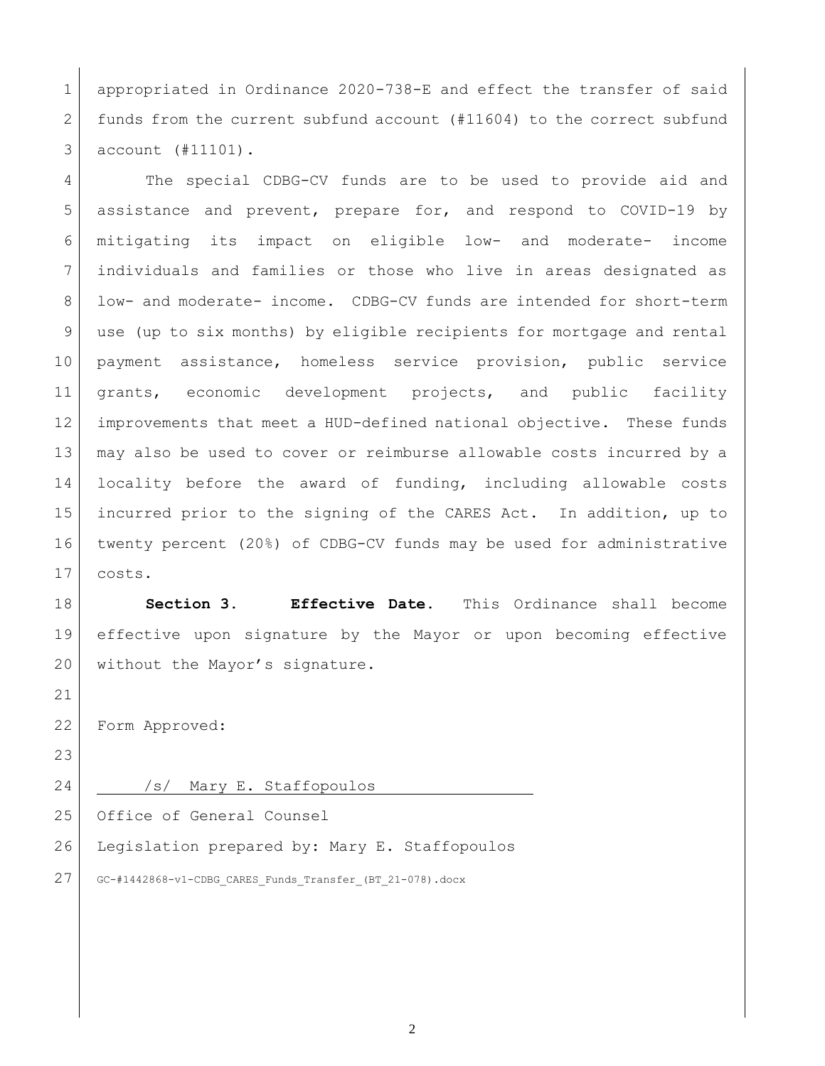appropriated in Ordinance 2020-738-E and effect the transfer of said funds from the current subfund account (#11604) to the correct subfund account (#11101).

The special CDBG-CV funds are to be used to provide aid and assistance and prevent, prepare for, and respond to COVID-19 by mitigating its impact on eligible low- and moderate- income individuals and families or those who live in areas designated as low- and moderate- income. CDBG-CV funds are intended for short-term use (up to six months) by eligible recipients for mortgage and rental payment assistance, homeless service provision, public service grants, economic development projects, and public facility improvements that meet a HUD-defined national objective. These funds may also be used to cover or reimburse allowable costs incurred by a locality before the award of funding, including allowable costs incurred prior to the signing of the CARES Act. In addition, up to twenty percent (20%) of CDBG-CV funds may be used for administrative costs.

**Section 3. Effective Date.** This Ordinance shall become effective upon signature by the Mayor or upon becoming effective without the Mayor's signature.

Form Approved:

/s/ Mary E. Staffopoulos

Office of General Counsel

Legislation prepared by: Mary E. Staffopoulos

GC-#1442868-v1-CDBG_CARES_Funds_Transfer_(BT_21-078).docx